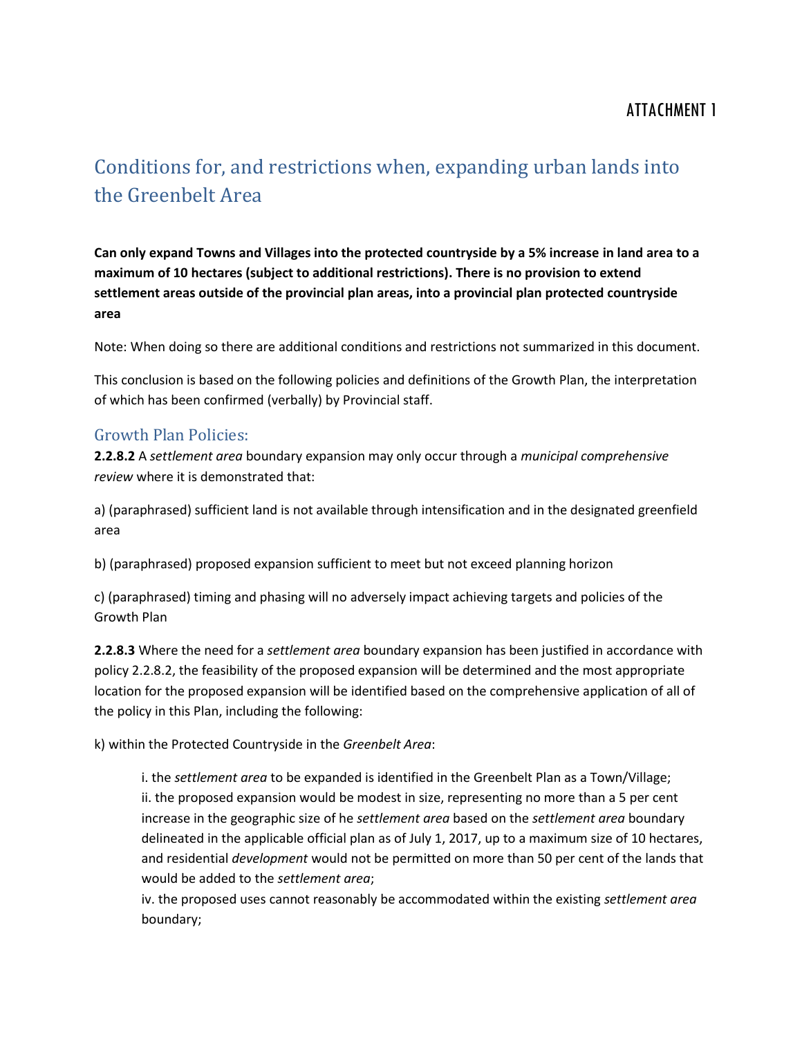ATTACHMENT 1

# Conditions for, and restrictions when, expanding urban lands into the Greenbelt Area

**Can only expand Towns and Villages into the protected countryside by a 5% increase in land area to a maximum of 10 hectares (subject to additional restrictions). There is no provision to extend settlement areas outside of the provincial plan areas, into a provincial plan protected countryside area**

Note: When doing so there are additional conditions and restrictions not summarized in this document.

This conclusion is based on the following policies and definitions of the Growth Plan, the interpretation of which has been confirmed (verbally) by Provincial staff.

## Growth Plan Policies:

**2.2.8.2** A *settlement area* boundary expansion may only occur through a *municipal comprehensive review* where it is demonstrated that:

a) (paraphrased) sufficient land is not available through intensification and in the designated greenfield area

b) (paraphrased) proposed expansion sufficient to meet but not exceed planning horizon

c) (paraphrased) timing and phasing will no adversely impact achieving targets and policies of the Growth Plan

**2.2.8.3** Where the need for a *settlement area* boundary expansion has been justified in accordance with policy 2.2.8.2, the feasibility of the proposed expansion will be determined and the most appropriate location for the proposed expansion will be identified based on the comprehensive application of all of the policy in this Plan, including the following:

k) within the Protected Countryside in the *Greenbelt Area*:

> i. the *settlement area* to be expanded is identified in the Greenbelt Plan as a Town/Village;
> ii. the proposed expansion would be modest in size, representing no more than a 5 per cent increase in the geographic size of he *settlement area* based on the *settlement area* boundary delineated in the applicable official plan as of July 1, 2017, up to a maximum size of 10 hectares, and residential *development* would not be permitted on more than 50 per cent of the lands that would be added to the *settlement area*;
> iv. the proposed uses cannot reasonably be accommodated within the existing *settlement area* boundary;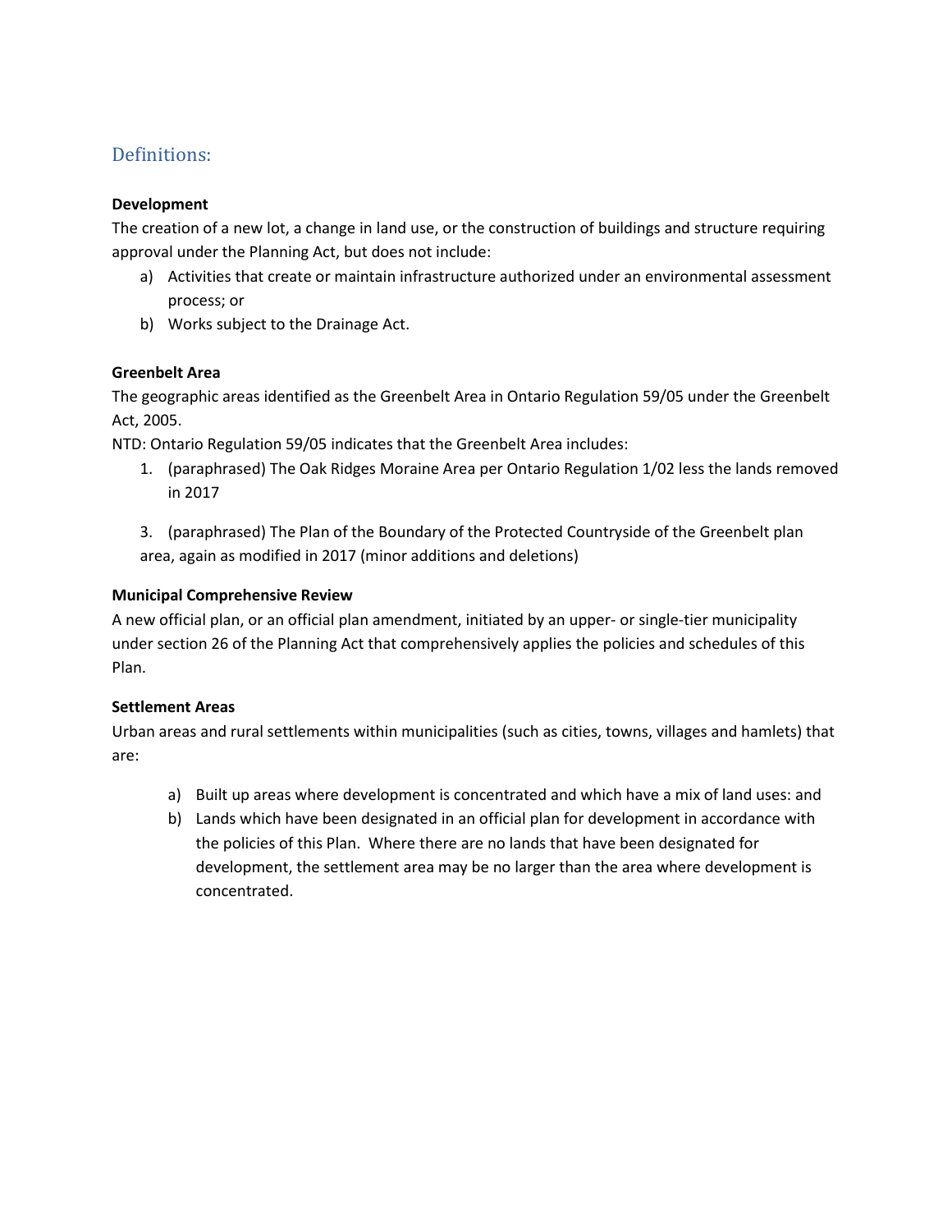## Definitions:

**Development**

The creation of a new lot, a change in land use, or the construction of buildings and structure requiring approval under the Planning Act, but does not include:

a) Activities that create or maintain infrastructure authorized under an environmental assessment process; or
b) Works subject to the Drainage Act.

**Greenbelt Area**

The geographic areas identified as the Greenbelt Area in Ontario Regulation 59/05 under the Greenbelt Act, 2005.

NTD: Ontario Regulation 59/05 indicates that the Greenbelt Area includes:

1. (paraphrased) The Oak Ridges Moraine Area per Ontario Regulation 1/02 less the lands removed in 2017

3. (paraphrased) The Plan of the Boundary of the Protected Countryside of the Greenbelt plan area, again as modified in 2017 (minor additions and deletions)

**Municipal Comprehensive Review**

A new official plan, or an official plan amendment, initiated by an upper- or single-tier municipality under section 26 of the Planning Act that comprehensively applies the policies and schedules of this Plan.

**Settlement Areas**

Urban areas and rural settlements within municipalities (such as cities, towns, villages and hamlets) that are:

a) Built up areas where development is concentrated and which have a mix of land uses: and
b) Lands which have been designated in an official plan for development in accordance with the policies of this Plan. Where there are no lands that have been designated for development, the settlement area may be no larger than the area where development is concentrated.